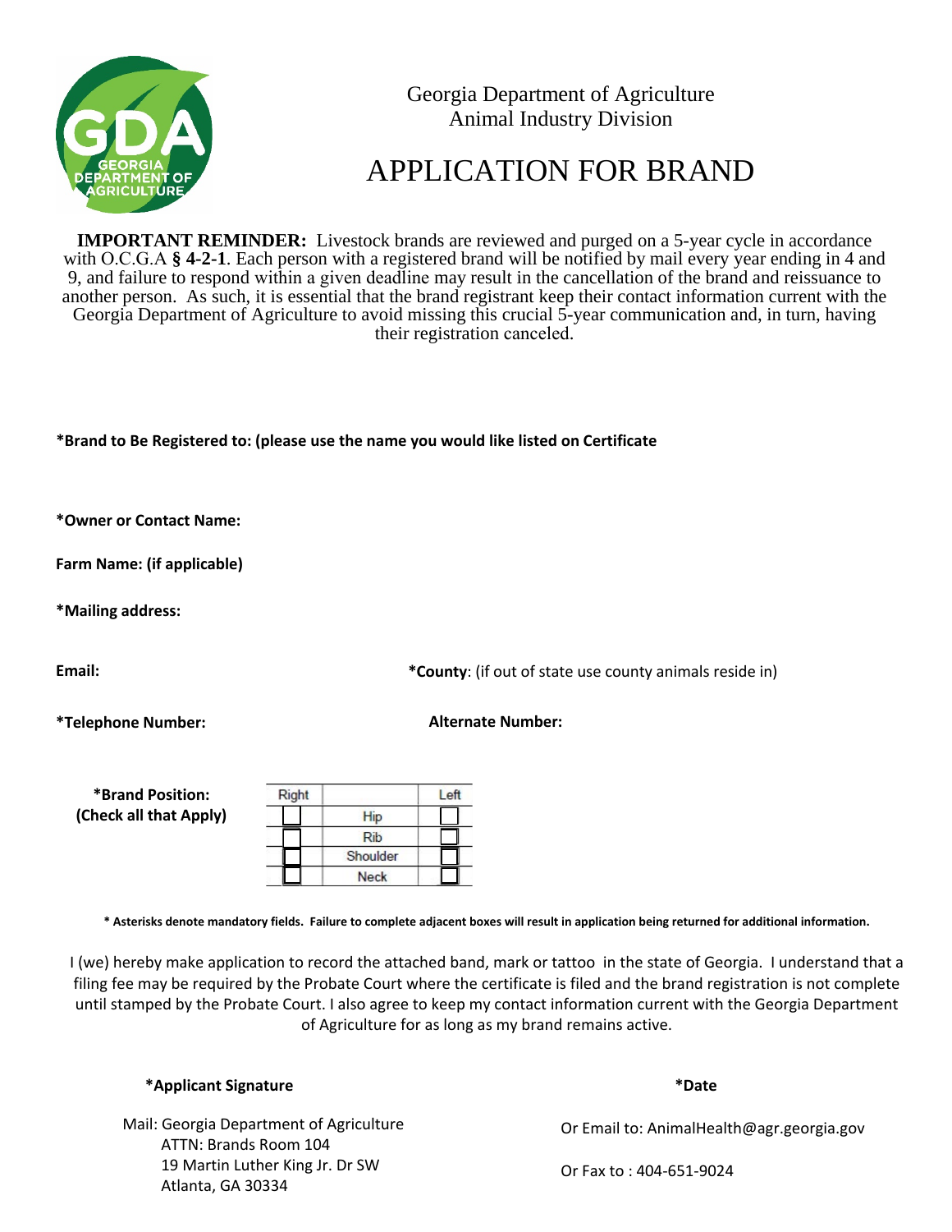Georgia Department of Agriculture
Animal Industry Division

# APPLICATION FOR BRAND

**IMPORTANT REMINDER:** Livestock brands are reviewed and purged on a 5-year cycle in accordance with O.C.G.A **§ 4-2-1**. Each person with a registered brand will be notified by mail every year ending in 4 and 9, and failure to respond within a given deadline may result in the cancellation of the brand and reissuance to another person. As such, it is essential that the brand registrant keep their contact information current with the Georgia Department of Agriculture to avoid missing this crucial 5-year communication and, in turn, having their registration canceled.

**\*Brand to Be Registered to: (please use the name you would like listed on Certificate**

**\*Owner or Contact Name:**

**Farm Name: (if applicable)**

**\*Mailing address:**

**Email:**

**\*County**: (if out of state use county animals reside in)

**\*Telephone Number:**

**Alternate Number:**

**\*Brand Position: (Check all that Apply)**

| Right | | Left |
|---|---|---|
| ☐ | Hip | ☐ |
| ☐ | Rib | ☐ |
| ☐ | Shoulder | ☐ |
| ☐ | Neck | ☐ |

**\* Asterisks denote mandatory fields. Failure to complete adjacent boxes will result in application being returned for additional information.**

I (we) hereby make application to record the attached band, mark or tattoo in the state of Georgia. I understand that a filing fee may be required by the Probate Court where the certificate is filed and the brand registration is not complete until stamped by the Probate Court. I also agree to keep my contact information current with the Georgia Department of Agriculture for as long as my brand remains active.

**\*Applicant Signature**

**\*Date**

Mail: Georgia Department of Agriculture
ATTN: Brands Room 104
19 Martin Luther King Jr. Dr SW
Atlanta, GA 30334

Or Email to: AnimalHealth@agr.georgia.gov

Or Fax to : 404-651-9024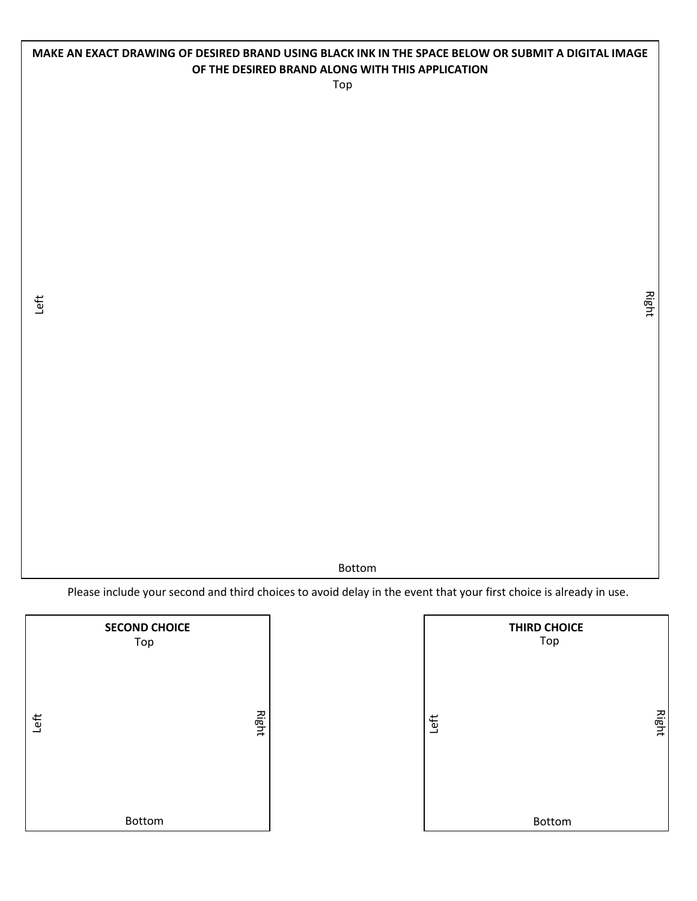**MAKE AN EXACT DRAWING OF DESIRED BRAND USING BLACK INK IN THE SPACE BELOW OR SUBMIT A DIGITAL IMAGE OF THE DESIRED BRAND ALONG WITH THIS APPLICATION**

Top

Left

Right

Bottom

Please include your second and third choices to avoid delay in the event that your first choice is already in use.

**SECOND CHOICE**

Top

Left

Right

Bottom

**THIRD CHOICE**

Top

Left

Right

Bottom